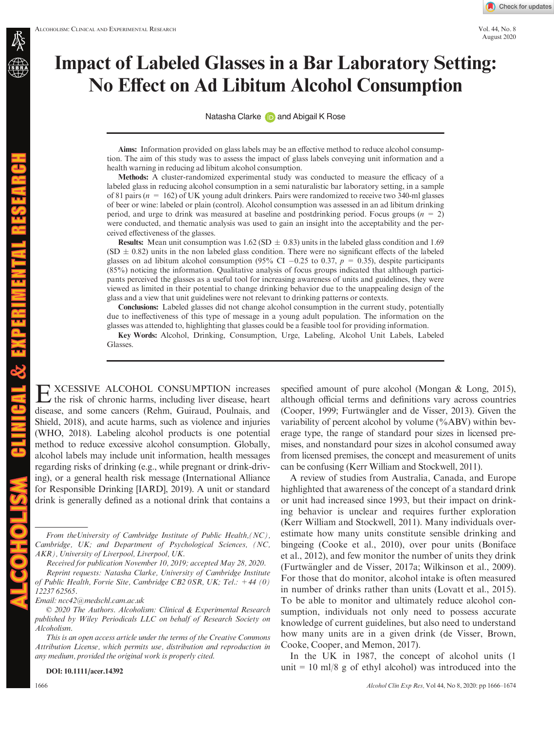# Impact of Labeled Glasses in a Bar Laboratory Setting: No Effect on Ad Libitum Alcohol Consumption

Natasha Clarke and Abigail K Rose

**Aims:** Information provided on glass labels may be an effective method to reduce alcohol consumption. The aim of this study was to assess the impact of glass labels conveying unit information and a health warning in reducing ad libitum alcohol consumption.

**Methods:** A cluster-randomized experimental study was conducted to measure the efficacy of a labeled glass in reducing alcohol consumption in a semi naturalistic bar laboratory setting, in a sample of 81 pairs ($n = 162$) of UK young adult drinkers. Pairs were randomized to receive two 340-ml glasses of beer or wine: labeled or plain (control). Alcohol consumption was assessed in an ad libitum drinking period, and urge to drink was measured at baseline and postdrinking period. Focus groups ($n = 2$) were conducted, and thematic analysis was used to gain an insight into the acceptability and the perceived effectiveness of the glasses.

**Results:** Mean unit consumption was 1.62 (SD ± 0.83) units in the labeled glass condition and 1.69 (SD ± 0.82) units in the non labeled glass condition. There were no significant effects of the labeled glasses on ad libitum alcohol consumption (95% CI −0.25 to 0.37, $p = 0.35$), despite participants (85%) noticing the information. Qualitative analysis of focus groups indicated that although participants perceived the glasses as a useful tool for increasing awareness of units and guidelines, they were viewed as limited in their potential to change drinking behavior due to the unappealing design of the glass and a view that unit guidelines were not relevant to drinking patterns or contexts.

**Conclusions:** Labeled glasses did not change alcohol consumption in the current study, potentially due to ineffectiveness of this type of message in a young adult population. The information on the glasses was attended to, highlighting that glasses could be a feasible tool for providing information.

**Key Words:** Alcohol, Drinking, Consumption, Urge, Labeling, Alcohol Unit Labels, Labeled Glasses.

EXCESSIVE ALCOHOL CONSUMPTION increases the risk of chronic harms, including liver disease, heart disease, and some cancers (Rehm, Guiraud, Poulnais, and Shield, 2018), and acute harms, such as violence and injuries (WHO, 2018). Labeling alcohol products is one potential method to reduce excessive alcohol consumption. Globally, alcohol labels may include unit information, health messages regarding risks of drinking (e.g., while pregnant or drink-driving), or a general health risk message (International Alliance for Responsible Drinking [IARD], 2019). A unit or standard drink is generally defined as a notional drink that contains a specified amount of pure alcohol (Mongan & Long, 2015), although official terms and definitions vary across countries (Cooper, 1999; Furtwängler and de Visser, 2013). Given the variability of percent alcohol by volume (%ABV) within beverage type, the range of standard pour sizes in licensed premises, and nonstandard pour sizes in alcohol consumed away from licensed premises, the concept and measurement of units can be confusing (Kerr William and Stockwell, 2011).

A review of studies from Australia, Canada, and Europe highlighted that awareness of the concept of a standard drink or unit had increased since 1993, but their impact on drinking behavior is unclear and requires further exploration (Kerr William and Stockwell, 2011). Many individuals overestimate how many units constitute sensible drinking and bingeing (Cooke et al., 2010), over pour units (Boniface et al., 2012), and few monitor the number of units they drink (Furtwängler and de Visser, 2017a; Wilkinson et al., 2009). For those that do monitor, alcohol intake is often measured in number of drinks rather than units (Lovatt et al., 2015). To be able to monitor and ultimately reduce alcohol consumption, individuals not only need to possess accurate knowledge of current guidelines, but also need to understand how many units are in a given drink (de Visser, Brown, Cooke, Cooper, and Memon, 2017).

In the UK in 1987, the concept of alcohol units (1 unit = 10 ml/8 g of ethyl alcohol) was introduced into the

---

*From the University of Cambridge Institute of Public Health, (NC), Cambridge, UK; and Department of Psychological Sciences, (NC, AKR), University of Liverpool, Liverpool, UK.*

*Received for publication November 10, 2019; accepted May 28, 2020.*

*Reprint requests: Natasha Clarke, University of Cambridge Institute of Public Health, Forvie Site, Cambridge CB2 0SR, UK; Tel.: +44 (0) 12237 62565.*

*Email: ncc42@medschl.cam.ac.uk*

*© 2020 The Authors. Alcoholism: Clinical & Experimental Research published by Wiley Periodicals LLC on behalf of Research Society on Alcoholism.*

*This is an open access article under the terms of the Creative Commons Attribution License, which permits use, distribution and reproduction in any medium, provided the original work is properly cited.*

**DOI: 10.1111/acer.14392**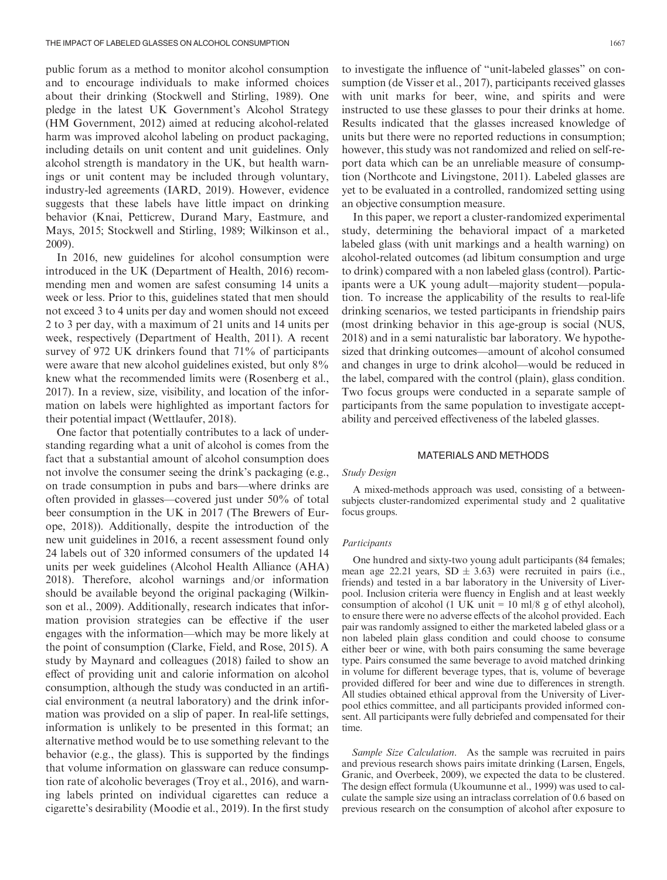public forum as a method to monitor alcohol consumption and to encourage individuals to make informed choices about their drinking (Stockwell and Stirling, 1989). One pledge in the latest UK Government's Alcohol Strategy (HM Government, 2012) aimed at reducing alcohol-related harm was improved alcohol labeling on product packaging, including details on unit content and unit guidelines. Only alcohol strength is mandatory in the UK, but health warnings or unit content may be included through voluntary, industry-led agreements (IARD, 2019). However, evidence suggests that these labels have little impact on drinking behavior (Knai, Petticrew, Durand Mary, Eastmure, and Mays, 2015; Stockwell and Stirling, 1989; Wilkinson et al., 2009).

In 2016, new guidelines for alcohol consumption were introduced in the UK (Department of Health, 2016) recommending men and women are safest consuming 14 units a week or less. Prior to this, guidelines stated that men should not exceed 3 to 4 units per day and women should not exceed 2 to 3 per day, with a maximum of 21 units and 14 units per week, respectively (Department of Health, 2011). A recent survey of 972 UK drinkers found that 71% of participants were aware that new alcohol guidelines existed, but only 8% knew what the recommended limits were (Rosenberg et al., 2017). In a review, size, visibility, and location of the information on labels were highlighted as important factors for their potential impact (Wettlaufer, 2018).

One factor that potentially contributes to a lack of understanding regarding what a unit of alcohol is comes from the fact that a substantial amount of alcohol consumption does not involve the consumer seeing the drink's packaging (e.g., on trade consumption in pubs and bars—where drinks are often provided in glasses—covered just under 50% of total beer consumption in the UK in 2017 (The Brewers of Europe, 2018)). Additionally, despite the introduction of the new unit guidelines in 2016, a recent assessment found only 24 labels out of 320 informed consumers of the updated 14 units per week guidelines (Alcohol Health Alliance (AHA) 2018). Therefore, alcohol warnings and/or information should be available beyond the original packaging (Wilkinson et al., 2009). Additionally, research indicates that information provision strategies can be effective if the user engages with the information—which may be more likely at the point of consumption (Clarke, Field, and Rose, 2015). A study by Maynard and colleagues (2018) failed to show an effect of providing unit and calorie information on alcohol consumption, although the study was conducted in an artificial environment (a neutral laboratory) and the drink information was provided on a slip of paper. In real-life settings, information is unlikely to be presented in this format; an alternative method would be to use something relevant to the behavior (e.g., the glass). This is supported by the findings that volume information on glassware can reduce consumption rate of alcoholic beverages (Troy et al., 2016), and warning labels printed on individual cigarettes can reduce a cigarette's desirability (Moodie et al., 2019). In the first study to investigate the influence of "unit-labeled glasses" on consumption (de Visser et al., 2017), participants received glasses with unit marks for beer, wine, and spirits and were instructed to use these glasses to pour their drinks at home. Results indicated that the glasses increased knowledge of units but there were no reported reductions in consumption; however, this study was not randomized and relied on self-report data which can be an unreliable measure of consumption (Northcote and Livingstone, 2011). Labeled glasses are yet to be evaluated in a controlled, randomized setting using an objective consumption measure.

In this paper, we report a cluster-randomized experimental study, determining the behavioral impact of a marketed labeled glass (with unit markings and a health warning) on alcohol-related outcomes (ad libitum consumption and urge to drink) compared with a non labeled glass (control). Participants were a UK young adult—majority student—population. To increase the applicability of the results to real-life drinking scenarios, we tested participants in friendship pairs (most drinking behavior in this age-group is social (NUS, 2018) and in a semi naturalistic bar laboratory. We hypothesized that drinking outcomes—amount of alcohol consumed and changes in urge to drink alcohol—would be reduced in the label, compared with the control (plain), glass condition. Two focus groups were conducted in a separate sample of participants from the same population to investigate acceptability and perceived effectiveness of the labeled glasses.

## MATERIALS AND METHODS

### Study Design

A mixed-methods approach was used, consisting of a between-subjects cluster-randomized experimental study and 2 qualitative focus groups.

### Participants

One hundred and sixty-two young adult participants (84 females; mean age 22.21 years, SD $\pm$ 3.63) were recruited in pairs (i.e., friends) and tested in a bar laboratory in the University of Liverpool. Inclusion criteria were fluency in English and at least weekly consumption of alcohol (1 UK unit = 10 ml/8 g of ethyl alcohol), to ensure there were no adverse effects of the alcohol provided. Each pair was randomly assigned to either the marketed labeled glass or a non labeled plain glass condition and could choose to consume either beer or wine, with both pairs consuming the same beverage type. Pairs consumed the same beverage to avoid matched drinking in volume for different beverage types, that is, volume of beverage provided differed for beer and wine due to differences in strength. All studies obtained ethical approval from the University of Liverpool ethics committee, and all participants provided informed consent. All participants were fully debriefed and compensated for their time.

*Sample Size Calculation.* As the sample was recruited in pairs and previous research shows pairs imitate drinking (Larsen, Engels, Granic, and Overbeek, 2009), we expected the data to be clustered. The design effect formula (Ukoumunne et al., 1999) was used to calculate the sample size using an intraclass correlation of 0.6 based on previous research on the consumption of alcohol after exposure to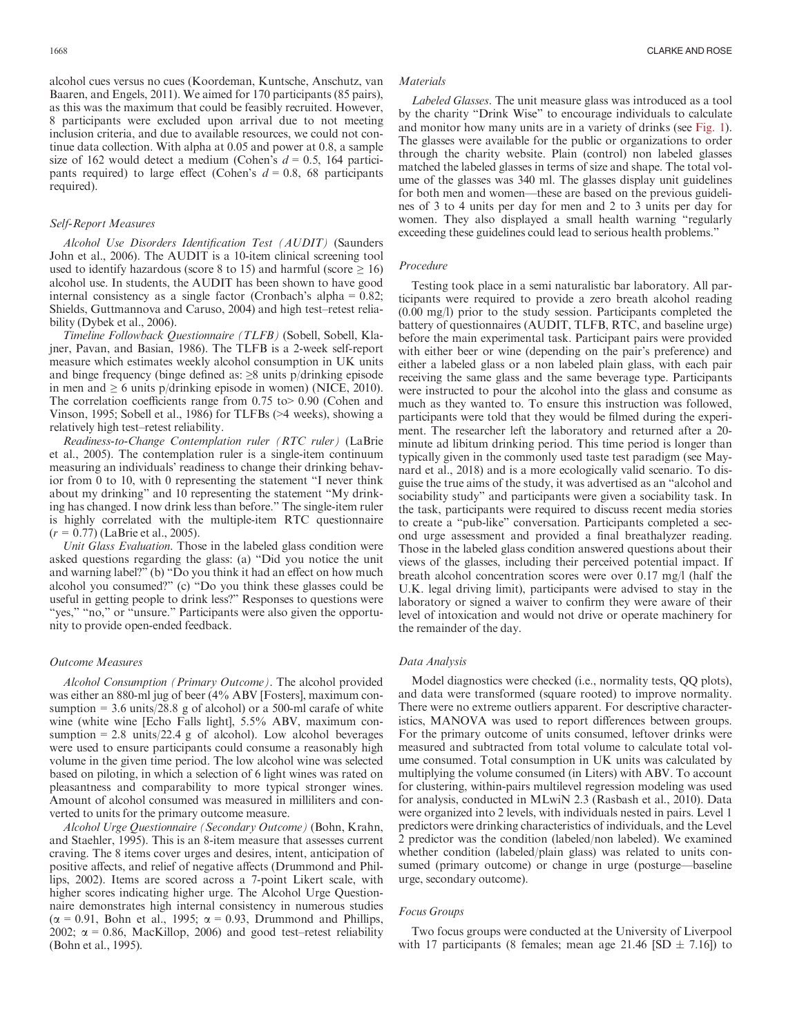alcohol cues versus no cues (Koordeman, Kuntsche, Anschutz, van Baaren, and Engels, 2011). We aimed for 170 participants (85 pairs), as this was the maximum that could be feasibly recruited. However, 8 participants were excluded upon arrival due to not meeting inclusion criteria, and due to available resources, we could not continue data collection. With alpha at 0.05 and power at 0.8, a sample size of 162 would detect a medium (Cohen's $d = 0.5$, 164 participants required) to large effect (Cohen's $d = 0.8$, 68 participants required).

### Self-Report Measures

*Alcohol Use Disorders Identification Test (AUDIT)* (Saunders John et al., 2006). The AUDIT is a 10-item clinical screening tool used to identify hazardous (score 8 to 15) and harmful (score $\geq 16$) alcohol use. In students, the AUDIT has been shown to have good internal consistency as a single factor (Cronbach's alpha = 0.82; Shields, Guttmannova and Caruso, 2004) and high test–retest reliability (Dybek et al., 2006).

*Timeline Followback Questionnaire (TLFB)* (Sobell, Sobell, Klajner, Pavan, and Basian, 1986). The TLFB is a 2-week self-report measure which estimates weekly alcohol consumption in UK units and binge frequency (binge defined as: $\geq 8$ units p/drinking episode in men and $\geq 6$ units p/drinking episode in women) (NICE, 2010). The correlation coefficients range from 0.75 to> 0.90 (Cohen and Vinson, 1995; Sobell et al., 1986) for TLFBs (>4 weeks), showing a relatively high test–retest reliability.

*Readiness-to-Change Contemplation ruler (RTC ruler)* (LaBrie et al., 2005). The contemplation ruler is a single-item continuum measuring an individuals' readiness to change their drinking behavior from 0 to 10, with 0 representing the statement "I never think about my drinking" and 10 representing the statement "My drinking has changed. I now drink less than before." The single-item ruler is highly correlated with the multiple-item RTC questionnaire ($r = 0.77$) (LaBrie et al., 2005).

*Unit Glass Evaluation.* Those in the labeled glass condition were asked questions regarding the glass: (a) "Did you notice the unit and warning label?" (b) "Do you think it had an effect on how much alcohol you consumed?" (c) "Do you think these glasses could be useful in getting people to drink less?" Responses to questions were "yes," "no," or "unsure." Participants were also given the opportunity to provide open-ended feedback.

### Outcome Measures

*Alcohol Consumption (Primary Outcome).* The alcohol provided was either an 880-ml jug of beer (4% ABV [Fosters], maximum consumption = 3.6 units/28.8 g of alcohol) or a 500-ml carafe of white wine (white wine [Echo Falls light], 5.5% ABV, maximum consumption = 2.8 units/22.4 g of alcohol). Low alcohol beverages were used to ensure participants could consume a reasonably high volume in the given time period. The low alcohol wine was selected based on piloting, in which a selection of 6 light wines was rated on pleasantness and comparability to more typical stronger wines. Amount of alcohol consumed was measured in milliliters and converted to units for the primary outcome measure.

*Alcohol Urge Questionnaire (Secondary Outcome)* (Bohn, Krahn, and Staehler, 1995). This is an 8-item measure that assesses current craving. The 8 items cover urges and desires, intent, anticipation of positive affects, and relief of negative affects (Drummond and Phillips, 2002). Items are scored across a 7-point Likert scale, with higher scores indicating higher urge. The Alcohol Urge Questionnaire demonstrates high internal consistency in numerous studies ($\alpha = 0.91$, Bohn et al., 1995; $\alpha = 0.93$, Drummond and Phillips, 2002; $\alpha = 0.86$, MacKillop, 2006) and good test–retest reliability (Bohn et al., 1995).

### Materials

*Labeled Glasses.* The unit measure glass was introduced as a tool by the charity "Drink Wise" to encourage individuals to calculate and monitor how many units are in a variety of drinks (see Fig. 1). The glasses were available for the public or organizations to order through the charity website. Plain (control) non labeled glasses matched the labeled glasses in terms of size and shape. The total volume of the glasses was 340 ml. The glasses display unit guidelines for both men and women—these are based on the previous guidelines of 3 to 4 units per day for men and 2 to 3 units per day for women. They also displayed a small health warning "regularly exceeding these guidelines could lead to serious health problems."

### Procedure

Testing took place in a semi naturalistic bar laboratory. All participants were required to provide a zero breath alcohol reading (0.00 mg/l) prior to the study session. Participants completed the battery of questionnaires (AUDIT, TLFB, RTC, and baseline urge) before the main experimental task. Participant pairs were provided with either beer or wine (depending on the pair's preference) and either a labeled glass or a non labeled plain glass, with each pair receiving the same glass and the same beverage type. Participants were instructed to pour the alcohol into the glass and consume as much as they wanted to. To ensure this instruction was followed, participants were told that they would be filmed during the experiment. The researcher left the laboratory and returned after a 20-minute ad libitum drinking period. This time period is longer than typically given in the commonly used taste test paradigm (see Maynard et al., 2018) and is a more ecologically valid scenario. To disguise the true aims of the study, it was advertised as an "alcohol and sociability study" and participants were given a sociability task. In the task, participants were required to discuss recent media stories to create a "pub-like" conversation. Participants completed a second urge assessment and provided a final breathalyzer reading. Those in the labeled glass condition answered questions about their views of the glasses, including their perceived potential impact. If breath alcohol concentration scores were over 0.17 mg/l (half the U.K. legal driving limit), participants were advised to stay in the laboratory or signed a waiver to confirm they were aware of their level of intoxication and would not drive or operate machinery for the remainder of the day.

### Data Analysis

Model diagnostics were checked (i.e., normality tests, QQ plots), and data were transformed (square rooted) to improve normality. There were no extreme outliers apparent. For descriptive characteristics, MANOVA was used to report differences between groups. For the primary outcome of units consumed, leftover drinks were measured and subtracted from total volume to calculate total volume consumed. Total consumption in UK units was calculated by multiplying the volume consumed (in Liters) with ABV. To account for clustering, within-pairs multilevel regression modeling was used for analysis, conducted in MLwiN 2.3 (Rasbash et al., 2010). Data were organized into 2 levels, with individuals nested in pairs. Level 1 predictors were drinking characteristics of individuals, and the Level 2 predictor was the condition (labeled/non labeled). We examined whether condition (labeled/plain glass) was related to units consumed (primary outcome) or change in urge (posturge—baseline urge, secondary outcome).

### Focus Groups

Two focus groups were conducted at the University of Liverpool with 17 participants (8 females; mean age 21.46 [SD $\pm$ 7.16]) to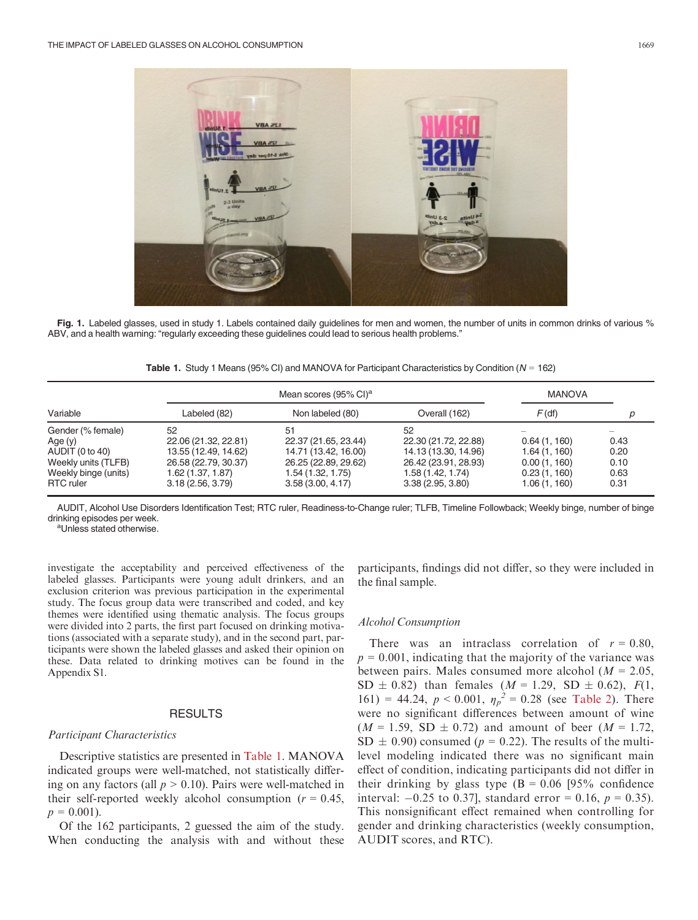Fig. 1. Labeled glasses, used in study 1. Labels contained daily guidelines for men and women, the number of units in common drinks of various % ABV, and a health warning: "regularly exceeding these guidelines could lead to serious health problems."

**Table 1.** Study 1 Means (95% CI) and MANOVA for Participant Characteristics by Condition ($N$ = 162)

| | Mean scores (95% CI)[a] | | | MANOVA | |
|---|---|---|---|---|---|
| Variable | Labeled (82) | Non labeled (80) | Overall (162) | $F$ (df) | $p$ |
| Gender (% female) | 52 | 51 | 52 | – | – |
| Age (y) | 22.06 (21.32, 22.81) | 22.37 (21.65, 23.44) | 22.30 (21.72, 22.88) | 0.64 (1, 160) | 0.43 |
| AUDIT (0 to 40) | 13.55 (12.49, 14.62) | 14.71 (13.42, 16.00) | 14.13 (13.30, 14.96) | 1.64 (1, 160) | 0.20 |
| Weekly units (TLFB) | 26.58 (22.79, 30.37) | 26.25 (22.89, 29.62) | 26.42 (23.91, 28.93) | 0.00 (1, 160) | 0.10 |
| Weekly binge (units) | 1.62 (1.37, 1.87) | 1.54 (1.32, 1.75) | 1.58 (1.42, 1.74) | 0.23 (1, 160) | 0.63 |
| RTC ruler | 3.18 (2.56, 3.79) | 3.58 (3.00, 4.17) | 3.38 (2.95, 3.80) | 1.06 (1, 160) | 0.31 |

AUDIT, Alcohol Use Disorders Identification Test; RTC ruler, Readiness-to-Change ruler; TLFB, Timeline Followback; Weekly binge, number of binge drinking episodes per week.
[a]Unless stated otherwise.

investigate the acceptability and perceived effectiveness of the labeled glasses. Participants were young adult drinkers, and an exclusion criterion was previous participation in the experimental study. The focus group data were transcribed and coded, and key themes were identified using thematic analysis. The focus groups were divided into 2 parts, the first part focused on drinking motivations (associated with a separate study), and in the second part, participants were shown the labeled glasses and asked their opinion on these. Data related to drinking motives can be found in the Appendix S1.

## RESULTS

### *Participant Characteristics*

Descriptive statistics are presented in Table 1. MANOVA indicated groups were well-matched, not statistically differing on any factors (all $p > 0.10$). Pairs were well-matched in their self-reported weekly alcohol consumption ($r = 0.45$, $p = 0.001$).

Of the 162 participants, 2 guessed the aim of the study. When conducting the analysis with and without these participants, findings did not differ, so they were included in the final sample.

### *Alcohol Consumption*

There was an intraclass correlation of $r = 0.80$, $p = 0.001$, indicating that the majority of the variance was between pairs. Males consumed more alcohol ($M = 2.05$, SD $\pm$ 0.82) than females ($M = 1.29$, SD $\pm$ 0.62), $F(1, 161) = 44.24$, $p < 0.001$, $\eta_p^2 = 0.28$ (see Table 2). There were no significant differences between amount of wine ($M = 1.59$, SD $\pm$ 0.72) and amount of beer ($M = 1.72$, SD $\pm$ 0.90) consumed ($p = 0.22$). The results of the multilevel modeling indicated there was no significant main effect of condition, indicating participants did not differ in their drinking by glass type (B = 0.06 [95% confidence interval: −0.25 to 0.37], standard error = 0.16, $p = 0.35$). This nonsignificant effect remained when controlling for gender and drinking characteristics (weekly consumption, AUDIT scores, and RTC).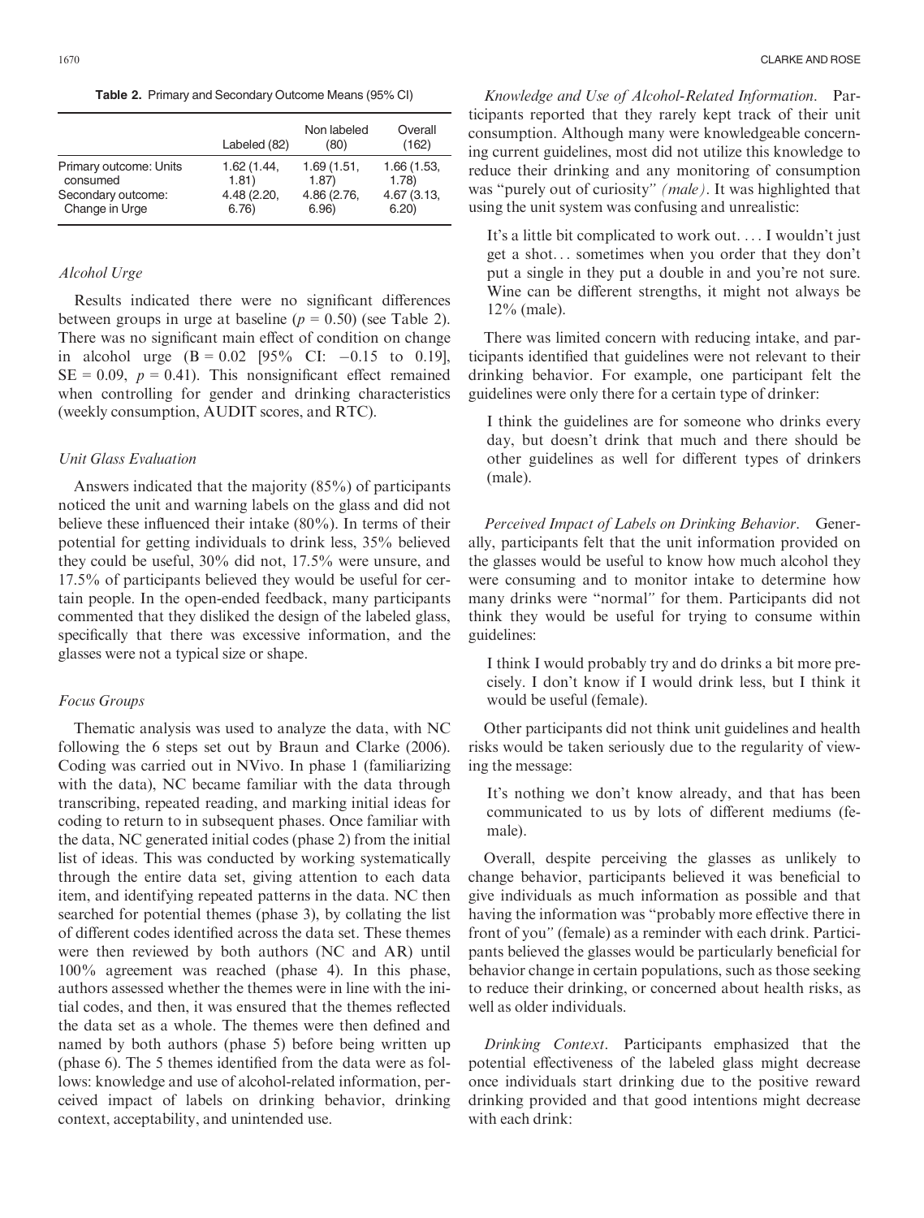**Table 2.** Primary and Secondary Outcome Means (95% CI)

| | Labeled (82) | Non labeled (80) | Overall (162) |
|---|---|---|---|
| Primary outcome: Units consumed | 1.62 (1.44, 1.81) | 1.69 (1.51, 1.87) | 1.66 (1.53, 1.78) |
| Secondary outcome: Change in Urge | 4.48 (2.20, 6.76) | 4.86 (2.76, 6.96) | 4.67 (3.13, 6.20) |

### *Alcohol Urge*

Results indicated there were no significant differences between groups in urge at baseline ($p = 0.50$) (see Table 2). There was no significant main effect of condition on change in alcohol urge ($B = 0.02$ [95% CI: $-0.15$ to $0.19$], $SE = 0.09$, $p = 0.41$). This nonsignificant effect remained when controlling for gender and drinking characteristics (weekly consumption, AUDIT scores, and RTC).

### *Unit Glass Evaluation*

Answers indicated that the majority (85%) of participants noticed the unit and warning labels on the glass and did not believe these influenced their intake (80%). In terms of their potential for getting individuals to drink less, 35% believed they could be useful, 30% did not, 17.5% were unsure, and 17.5% of participants believed they would be useful for certain people. In the open-ended feedback, many participants commented that they disliked the design of the labeled glass, specifically that there was excessive information, and the glasses were not a typical size or shape.

### *Focus Groups*

Thematic analysis was used to analyze the data, with NC following the 6 steps set out by Braun and Clarke (2006). Coding was carried out in NVivo. In phase 1 (familiarizing with the data), NC became familiar with the data through transcribing, repeated reading, and marking initial ideas for coding to return to in subsequent phases. Once familiar with the data, NC generated initial codes (phase 2) from the initial list of ideas. This was conducted by working systematically through the entire data set, giving attention to each data item, and identifying repeated patterns in the data. NC then searched for potential themes (phase 3), by collating the list of different codes identified across the data set. These themes were then reviewed by both authors (NC and AR) until 100% agreement was reached (phase 4). In this phase, authors assessed whether the themes were in line with the initial codes, and then, it was ensured that the themes reflected the data set as a whole. The themes were then defined and named by both authors (phase 5) before being written up (phase 6). The 5 themes identified from the data were as follows: knowledge and use of alcohol-related information, perceived impact of labels on drinking behavior, drinking context, acceptability, and unintended use.

*Knowledge and Use of Alcohol-Related Information.* Participants reported that they rarely kept track of their unit consumption. Although many were knowledgeable concerning current guidelines, most did not utilize this knowledge to reduce their drinking and any monitoring of consumption was "purely out of curiosity" *(male)*. It was highlighted that using the unit system was confusing and unrealistic:

> It's a little bit complicated to work out. … I wouldn't just get a shot… sometimes when you order that they don't put a single in they put a double in and you're not sure. Wine can be different strengths, it might not always be 12% (male).

There was limited concern with reducing intake, and participants identified that guidelines were not relevant to their drinking behavior. For example, one participant felt the guidelines were only there for a certain type of drinker:

> I think the guidelines are for someone who drinks every day, but doesn't drink that much and there should be other guidelines as well for different types of drinkers (male).

*Perceived Impact of Labels on Drinking Behavior.* Generally, participants felt that the unit information provided on the glasses would be useful to know how much alcohol they were consuming and to monitor intake to determine how many drinks were "normal" for them. Participants did not think they would be useful for trying to consume within guidelines:

> I think I would probably try and do drinks a bit more precisely. I don't know if I would drink less, but I think it would be useful (female).

Other participants did not think unit guidelines and health risks would be taken seriously due to the regularity of viewing the message:

> It's nothing we don't know already, and that has been communicated to us by lots of different mediums (female).

Overall, despite perceiving the glasses as unlikely to change behavior, participants believed it was beneficial to give individuals as much information as possible and that having the information was "probably more effective there in front of you" (female) as a reminder with each drink. Participants believed the glasses would be particularly beneficial for behavior change in certain populations, such as those seeking to reduce their drinking, or concerned about health risks, as well as older individuals.

*Drinking Context.* Participants emphasized that the potential effectiveness of the labeled glass might decrease once individuals start drinking due to the positive reward drinking provided and that good intentions might decrease with each drink: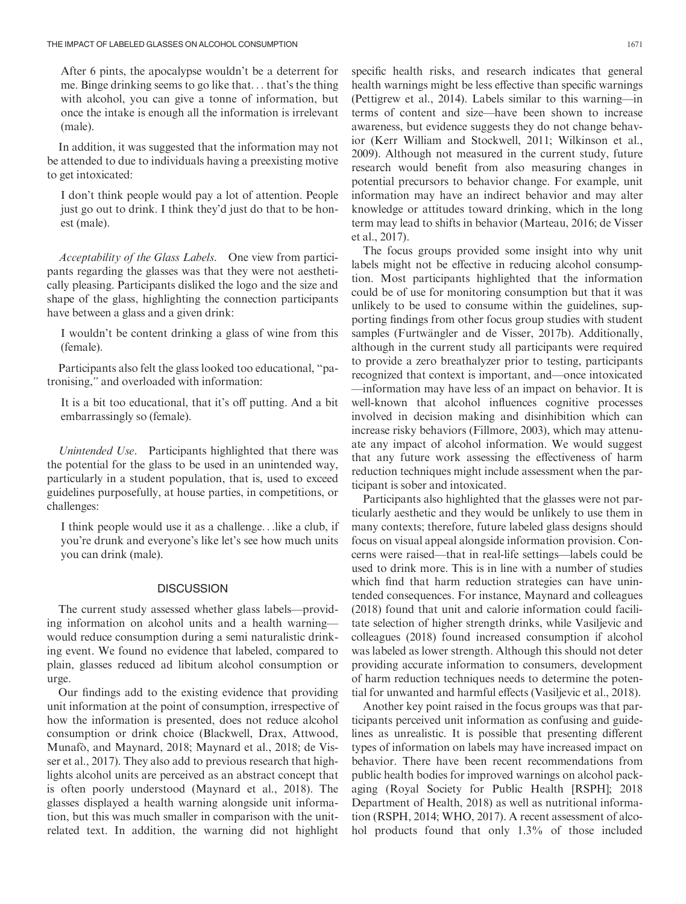After 6 pints, the apocalypse wouldn't be a deterrent for me. Binge drinking seems to go like that… that's the thing with alcohol, you can give a tonne of information, but once the intake is enough all the information is irrelevant (male).

In addition, it was suggested that the information may not be attended to due to individuals having a preexisting motive to get intoxicated:

I don't think people would pay a lot of attention. People just go out to drink. I think they'd just do that to be honest (male).

*Acceptability of the Glass Labels.* One view from participants regarding the glasses was that they were not aesthetically pleasing. Participants disliked the logo and the size and shape of the glass, highlighting the connection participants have between a glass and a given drink:

I wouldn't be content drinking a glass of wine from this (female).

Participants also felt the glass looked too educational, "patronising," and overloaded with information:

It is a bit too educational, that it's off putting. And a bit embarrassingly so (female).

*Unintended Use.* Participants highlighted that there was the potential for the glass to be used in an unintended way, particularly in a student population, that is, used to exceed guidelines purposefully, at house parties, in competitions, or challenges:

I think people would use it as a challenge…like a club, if you're drunk and everyone's like let's see how much units you can drink (male).

## DISCUSSION

The current study assessed whether glass labels—providing information on alcohol units and a health warning—would reduce consumption during a semi naturalistic drinking event. We found no evidence that labeled, compared to plain, glasses reduced ad libitum alcohol consumption or urge.

Our findings add to the existing evidence that providing unit information at the point of consumption, irrespective of how the information is presented, does not reduce alcohol consumption or drink choice (Blackwell, Drax, Attwood, Munafò, and Maynard, 2018; Maynard et al., 2018; de Visser et al., 2017). They also add to previous research that highlights alcohol units are perceived as an abstract concept that is often poorly understood (Maynard et al., 2018). The glasses displayed a health warning alongside unit information, but this was much smaller in comparison with the unit-related text. In addition, the warning did not highlight specific health risks, and research indicates that general health warnings might be less effective than specific warnings (Pettigrew et al., 2014). Labels similar to this warning—in terms of content and size—have been shown to increase awareness, but evidence suggests they do not change behavior (Kerr William and Stockwell, 2011; Wilkinson et al., 2009). Although not measured in the current study, future research would benefit from also measuring changes in potential precursors to behavior change. For example, unit information may have an indirect behavior and may alter knowledge or attitudes toward drinking, which in the long term may lead to shifts in behavior (Marteau, 2016; de Visser et al., 2017).

The focus groups provided some insight into why unit labels might not be effective in reducing alcohol consumption. Most participants highlighted that the information could be of use for monitoring consumption but that it was unlikely to be used to consume within the guidelines, supporting findings from other focus group studies with student samples (Furtwängler and de Visser, 2017b). Additionally, although in the current study all participants were required to provide a zero breathalyzer prior to testing, participants recognized that context is important, and—once intoxicated—information may have less of an impact on behavior. It is well-known that alcohol influences cognitive processes involved in decision making and disinhibition which can increase risky behaviors (Fillmore, 2003), which may attenuate any impact of alcohol information. We would suggest that any future work assessing the effectiveness of harm reduction techniques might include assessment when the participant is sober and intoxicated.

Participants also highlighted that the glasses were not particularly aesthetic and they would be unlikely to use them in many contexts; therefore, future labeled glass designs should focus on visual appeal alongside information provision. Concerns were raised—that in real-life settings—labels could be used to drink more. This is in line with a number of studies which find that harm reduction strategies can have unintended consequences. For instance, Maynard and colleagues (2018) found that unit and calorie information could facilitate selection of higher strength drinks, while Vasiljevic and colleagues (2018) found increased consumption if alcohol was labeled as lower strength. Although this should not deter providing accurate information to consumers, development of harm reduction techniques needs to determine the potential for unwanted and harmful effects (Vasiljevic et al., 2018).

Another key point raised in the focus groups was that participants perceived unit information as confusing and guidelines as unrealistic. It is possible that presenting different types of information on labels may have increased impact on behavior. There have been recent recommendations from public health bodies for improved warnings on alcohol packaging (Royal Society for Public Health [RSPH]; 2018 Department of Health, 2018) as well as nutritional information (RSPH, 2014; WHO, 2017). A recent assessment of alcohol products found that only 1.3% of those included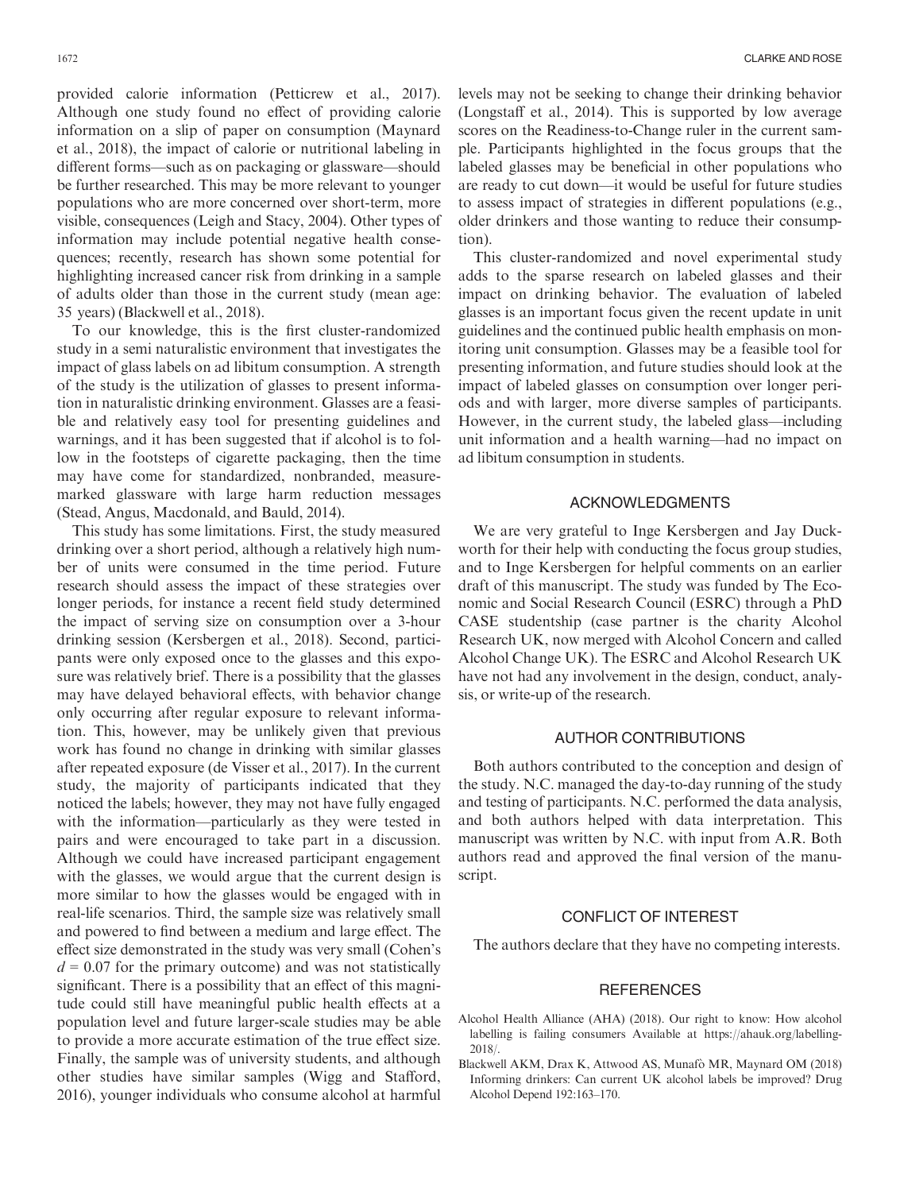provided calorie information (Petticrew et al., 2017). Although one study found no effect of providing calorie information on a slip of paper on consumption (Maynard et al., 2018), the impact of calorie or nutritional labeling in different forms—such as on packaging or glassware—should be further researched. This may be more relevant to younger populations who are more concerned over short-term, more visible, consequences (Leigh and Stacy, 2004). Other types of information may include potential negative health consequences; recently, research has shown some potential for highlighting increased cancer risk from drinking in a sample of adults older than those in the current study (mean age: 35 years) (Blackwell et al., 2018).

To our knowledge, this is the first cluster-randomized study in a semi naturalistic environment that investigates the impact of glass labels on ad libitum consumption. A strength of the study is the utilization of glasses to present information in naturalistic drinking environment. Glasses are a feasible and relatively easy tool for presenting guidelines and warnings, and it has been suggested that if alcohol is to follow in the footsteps of cigarette packaging, then the time may have come for standardized, nonbranded, measure-marked glassware with large harm reduction messages (Stead, Angus, Macdonald, and Bauld, 2014).

This study has some limitations. First, the study measured drinking over a short period, although a relatively high number of units were consumed in the time period. Future research should assess the impact of these strategies over longer periods, for instance a recent field study determined the impact of serving size on consumption over a 3-hour drinking session (Kersbergen et al., 2018). Second, participants were only exposed once to the glasses and this exposure was relatively brief. There is a possibility that the glasses may have delayed behavioral effects, with behavior change only occurring after regular exposure to relevant information. This, however, may be unlikely given that previous work has found no change in drinking with similar glasses after repeated exposure (de Visser et al., 2017). In the current study, the majority of participants indicated that they noticed the labels; however, they may not have fully engaged with the information—particularly as they were tested in pairs and were encouraged to take part in a discussion. Although we could have increased participant engagement with the glasses, we would argue that the current design is more similar to how the glasses would be engaged with in real-life scenarios. Third, the sample size was relatively small and powered to find between a medium and large effect. The effect size demonstrated in the study was very small (Cohen's $d = 0.07$ for the primary outcome) and was not statistically significant. There is a possibility that an effect of this magnitude could still have meaningful public health effects at a population level and future larger-scale studies may be able to provide a more accurate estimation of the true effect size. Finally, the sample was of university students, and although other studies have similar samples (Wigg and Stafford, 2016), younger individuals who consume alcohol at harmful levels may not be seeking to change their drinking behavior (Longstaff et al., 2014). This is supported by low average scores on the Readiness-to-Change ruler in the current sample. Participants highlighted in the focus groups that the labeled glasses may be beneficial in other populations who are ready to cut down—it would be useful for future studies to assess impact of strategies in different populations (e.g., older drinkers and those wanting to reduce their consumption).

This cluster-randomized and novel experimental study adds to the sparse research on labeled glasses and their impact on drinking behavior. The evaluation of labeled glasses is an important focus given the recent update in unit guidelines and the continued public health emphasis on monitoring unit consumption. Glasses may be a feasible tool for presenting information, and future studies should look at the impact of labeled glasses on consumption over longer periods and with larger, more diverse samples of participants. However, in the current study, the labeled glass—including unit information and a health warning—had no impact on ad libitum consumption in students.

## ACKNOWLEDGMENTS

We are very grateful to Inge Kersbergen and Jay Duckworth for their help with conducting the focus group studies, and to Inge Kersbergen for helpful comments on an earlier draft of this manuscript. The study was funded by The Economic and Social Research Council (ESRC) through a PhD CASE studentship (case partner is the charity Alcohol Research UK, now merged with Alcohol Concern and called Alcohol Change UK). The ESRC and Alcohol Research UK have not had any involvement in the design, conduct, analysis, or write-up of the research.

## AUTHOR CONTRIBUTIONS

Both authors contributed to the conception and design of the study. N.C. managed the day-to-day running of the study and testing of participants. N.C. performed the data analysis, and both authors helped with data interpretation. This manuscript was written by N.C. with input from A.R. Both authors read and approved the final version of the manuscript.

## CONFLICT OF INTEREST

The authors declare that they have no competing interests.

## REFERENCES

Alcohol Health Alliance (AHA) (2018). Our right to know: How alcohol labelling is failing consumers Available at https://ahauk.org/labelling-2018/.

Blackwell AKM, Drax K, Attwood AS, Munafò MR, Maynard OM (2018) Informing drinkers: Can current UK alcohol labels be improved? Drug Alcohol Depend 192:163–170.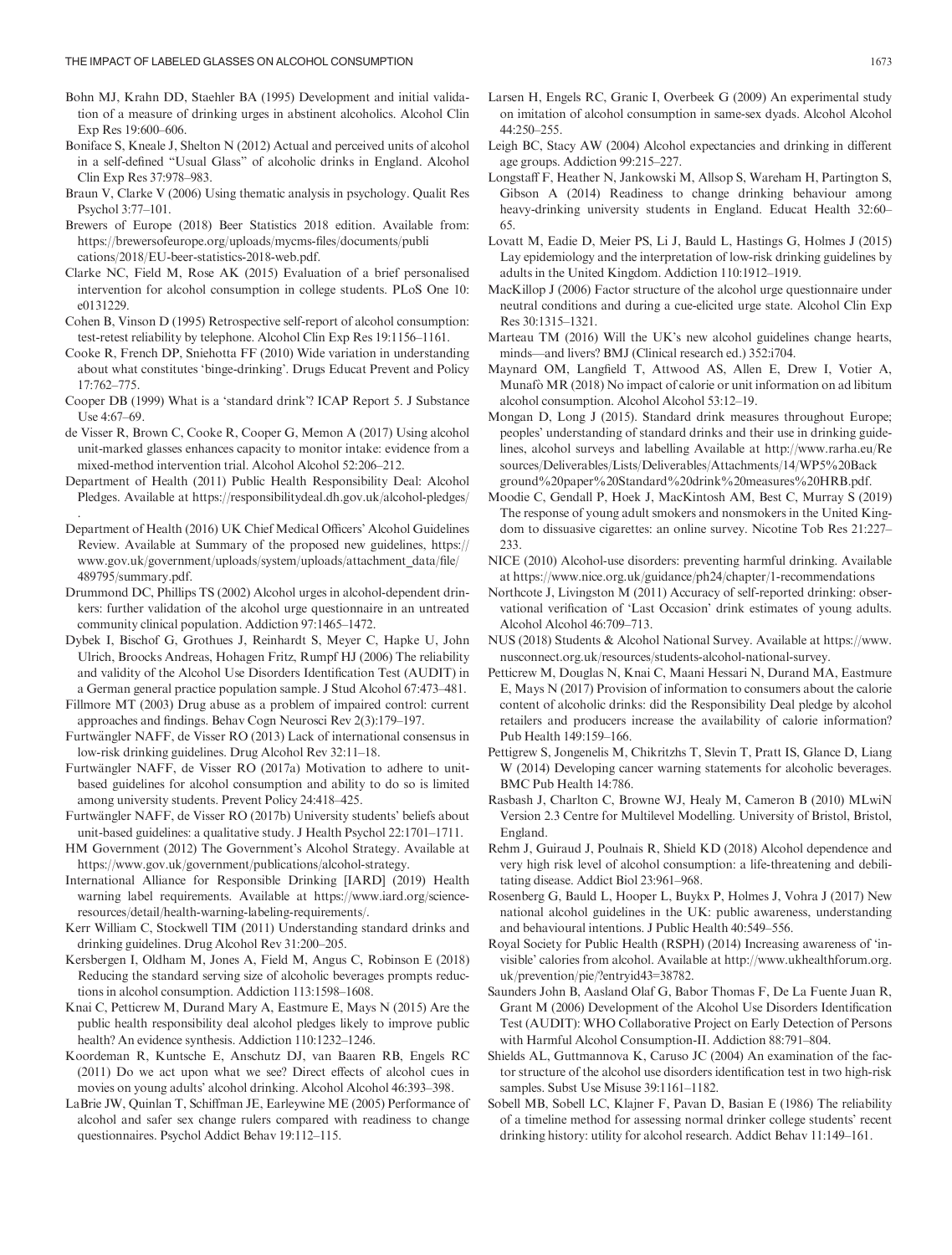Bohn MJ, Krahn DD, Staehler BA (1995) Development and initial validation of a measure of drinking urges in abstinent alcoholics. Alcohol Clin Exp Res 19:600–606.

Boniface S, Kneale J, Shelton N (2012) Actual and perceived units of alcohol in a self-defined "Usual Glass" of alcoholic drinks in England. Alcohol Clin Exp Res 37:978–983.

Braun V, Clarke V (2006) Using thematic analysis in psychology. Qualit Res Psychol 3:77–101.

Brewers of Europe (2018) Beer Statistics 2018 edition. Available from: https://brewersofeurope.org/uploads/mycms-files/documents/publications/2018/EU-beer-statistics-2018-web.pdf.

Clarke NC, Field M, Rose AK (2015) Evaluation of a brief personalised intervention for alcohol consumption in college students. PLoS One 10: e0131229.

Cohen B, Vinson D (1995) Retrospective self-report of alcohol consumption: test-retest reliability by telephone. Alcohol Clin Exp Res 19:1156–1161.

Cooke R, French DP, Sniehotta FF (2010) Wide variation in understanding about what constitutes 'binge-drinking'. Drugs Educat Prevent and Policy 17:762–775.

Cooper DB (1999) What is a 'standard drink'? ICAP Report 5. J Substance Use 4:67–69.

de Visser R, Brown C, Cooke R, Cooper G, Memon A (2017) Using alcohol unit-marked glasses enhances capacity to monitor intake: evidence from a mixed-method intervention trial. Alcohol Alcohol 52:206–212.

Department of Health (2011) Public Health Responsibility Deal: Alcohol Pledges. Available at https://responsibilitydeal.dh.gov.uk/alcohol-pledges/.

Department of Health (2016) UK Chief Medical Officers' Alcohol Guidelines Review. Available at Summary of the proposed new guidelines, https://www.gov.uk/government/uploads/system/uploads/attachment_data/file/489795/summary.pdf.

Drummond DC, Phillips TS (2002) Alcohol urges in alcohol-dependent drinkers: further validation of the alcohol urge questionnaire in an untreated community clinical population. Addiction 97:1465–1472.

Dybek I, Bischof G, Grothues J, Reinhardt S, Meyer C, Hapke U, John Ulrich, Broocks Andreas, Hohagen Fritz, Rumpf HJ (2006) The reliability and validity of the Alcohol Use Disorders Identification Test (AUDIT) in a German general practice population sample. J Stud Alcohol 67:473–481.

Fillmore MT (2003) Drug abuse as a problem of impaired control: current approaches and findings. Behav Cogn Neurosci Rev 2(3):179–197.

Furtwängler NAFF, de Visser RO (2013) Lack of international consensus in low-risk drinking guidelines. Drug Alcohol Rev 32:11–18.

Furtwängler NAFF, de Visser RO (2017a) Motivation to adhere to unit-based guidelines for alcohol consumption and ability to do so is limited among university students. Prevent Policy 24:418–425.

Furtwängler NAFF, de Visser RO (2017b) University students' beliefs about unit-based guidelines: a qualitative study. J Health Psychol 22:1701–1711.

HM Government (2012) The Government's Alcohol Strategy. Available at https://www.gov.uk/government/publications/alcohol-strategy.

International Alliance for Responsible Drinking [IARD] (2019) Health warning label requirements. Available at https://www.iard.org/science-resources/detail/health-warning-labeling-requirements/.

Kerr William C, Stockwell TIM (2011) Understanding standard drinks and drinking guidelines. Drug Alcohol Rev 31:200–205.

Kersbergen I, Oldham M, Jones A, Field M, Angus C, Robinson E (2018) Reducing the standard serving size of alcoholic beverages prompts reductions in alcohol consumption. Addiction 113:1598–1608.

Knai C, Petticrew M, Durand Mary A, Eastmure E, Mays N (2015) Are the public health responsibility deal alcohol pledges likely to improve public health? An evidence synthesis. Addiction 110:1232–1246.

Koordeman R, Kuntsche E, Anschutz DJ, van Baaren RB, Engels RC (2011) Do we act upon what we see? Direct effects of alcohol cues in movies on young adults' alcohol drinking. Alcohol Alcohol 46:393–398.

LaBrie JW, Quinlan T, Schiffman JE, Earleywine ME (2005) Performance of alcohol and safer sex change rulers compared with readiness to change questionnaires. Psychol Addict Behav 19:112–115.

Larsen H, Engels RC, Granic I, Overbeek G (2009) An experimental study on imitation of alcohol consumption in same-sex dyads. Alcohol Alcohol 44:250–255.

Leigh BC, Stacy AW (2004) Alcohol expectancies and drinking in different age groups. Addiction 99:215–227.

Longstaff F, Heather N, Jankowski M, Allsop S, Wareham H, Partington S, Gibson A (2014) Readiness to change drinking behaviour among heavy-drinking university students in England. Educat Health 32:60–65.

Lovatt M, Eadie D, Meier PS, Li J, Bauld L, Hastings G, Holmes J (2015) Lay epidemiology and the interpretation of low-risk drinking guidelines by adults in the United Kingdom. Addiction 110:1912–1919.

MacKillop J (2006) Factor structure of the alcohol urge questionnaire under neutral conditions and during a cue-elicited urge state. Alcohol Clin Exp Res 30:1315–1321.

Marteau TM (2016) Will the UK's new alcohol guidelines change hearts, minds—and livers? BMJ (Clinical research ed.) 352:i704.

Maynard OM, Langfield T, Attwood AS, Allen E, Drew I, Votier A, Munafò MR (2018) No impact of calorie or unit information on ad libitum alcohol consumption. Alcohol Alcohol 53:12–19.

Mongan D, Long J (2015). Standard drink measures throughout Europe; peoples' understanding of standard drinks and their use in drinking guidelines, alcohol surveys and labelling Available at http://www.rarha.eu/Resources/Deliverables/Lists/Deliverables/Attachments/14/WP5%20Background%20paper%20Standard%20drink%20measures%20HRB.pdf.

Moodie C, Gendall P, Hoek J, MacKintosh AM, Best C, Murray S (2019) The response of young adult smokers and nonsmokers in the United Kingdom to dissuasive cigarettes: an online survey. Nicotine Tob Res 21:227–233.

NICE (2010) Alcohol-use disorders: preventing harmful drinking. Available at https://www.nice.org.uk/guidance/ph24/chapter/1-recommendations

Northcote J, Livingston M (2011) Accuracy of self-reported drinking: observational verification of 'Last Occasion' drink estimates of young adults. Alcohol Alcohol 46:709–713.

NUS (2018) Students & Alcohol National Survey. Available at https://www.nusconnect.org.uk/resources/students-alcohol-national-survey.

Petticrew M, Douglas N, Knai C, Maani Hessari N, Durand MA, Eastmure E, Mays N (2017) Provision of information to consumers about the calorie content of alcoholic drinks: did the Responsibility Deal pledge by alcohol retailers and producers increase the availability of calorie information? Pub Health 149:159–166.

Pettigrew S, Jongenelis M, Chikritzhs T, Slevin T, Pratt IS, Glance D, Liang W (2014) Developing cancer warning statements for alcoholic beverages. BMC Pub Health 14:786.

Rasbash J, Charlton C, Browne WJ, Healy M, Cameron B (2010) MLwiN Version 2.3 Centre for Multilevel Modelling. University of Bristol, Bristol, England.

Rehm J, Guiraud J, Poulnais R, Shield KD (2018) Alcohol dependence and very high risk level of alcohol consumption: a life-threatening and debilitating disease. Addict Biol 23:961–968.

Rosenberg G, Bauld L, Hooper L, Buykx P, Holmes J, Vohra J (2017) New national alcohol guidelines in the UK: public awareness, understanding and behavioural intentions. J Public Health 40:549–556.

Royal Society for Public Health (RSPH) (2014) Increasing awareness of 'invisible' calories from alcohol. Available at http://www.ukhealthforum.org.uk/prevention/pie/?entryid43=38782.

Saunders John B, Aasland Olaf G, Babor Thomas F, De La Fuente Juan R, Grant M (2006) Development of the Alcohol Use Disorders Identification Test (AUDIT): WHO Collaborative Project on Early Detection of Persons with Harmful Alcohol Consumption-II. Addiction 88:791–804.

Shields AL, Guttmannova K, Caruso JC (2004) An examination of the factor structure of the alcohol use disorders identification test in two high-risk samples. Subst Use Misuse 39:1161–1182.

Sobell MB, Sobell LC, Klajner F, Pavan D, Basian E (1986) The reliability of a timeline method for assessing normal drinker college students' recent drinking history: utility for alcohol research. Addict Behav 11:149–161.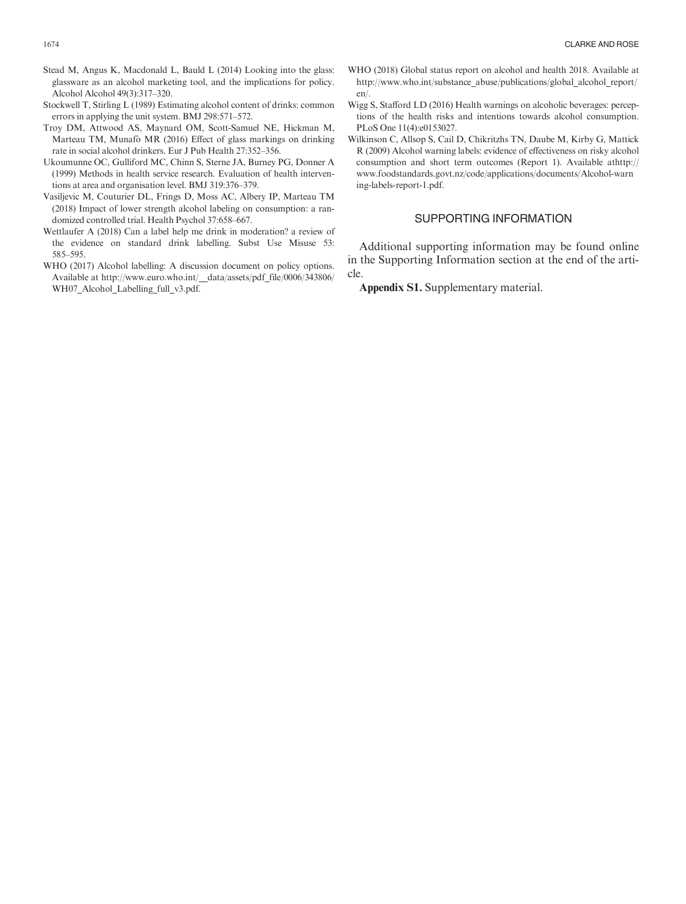Stead M, Angus K, Macdonald L, Bauld L (2014) Looking into the glass: glassware as an alcohol marketing tool, and the implications for policy. Alcohol Alcohol 49(3):317–320.

Stockwell T, Stirling L (1989) Estimating alcohol content of drinks: common errors in applying the unit system. BMJ 298:571–572.

Troy DM, Attwood AS, Maynard OM, Scott-Samuel NE, Hickman M, Marteau TM, Munafò MR (2016) Effect of glass markings on drinking rate in social alcohol drinkers. Eur J Pub Health 27:352–356.

Ukoumunne OC, Gulliford MC, Chinn S, Sterne JA, Burney PG, Donner A (1999) Methods in health service research. Evaluation of health interventions at area and organisation level. BMJ 319:376–379.

Vasiljevic M, Couturier DL, Frings D, Moss AC, Albery IP, Marteau TM (2018) Impact of lower strength alcohol labeling on consumption: a randomized controlled trial. Health Psychol 37:658–667.

Wettlaufer A (2018) Can a label help me drink in moderation? a review of the evidence on standard drink labelling. Subst Use Misuse 53: 585–595.

WHO (2017) Alcohol labelling: A discussion document on policy options. Available at http://www.euro.who.int/__data/assets/pdf_file/0006/343806/WH07_Alcohol_Labelling_full_v3.pdf.

WHO (2018) Global status report on alcohol and health 2018. Available at http://www.who.int/substance_abuse/publications/global_alcohol_report/en/.

Wigg S, Stafford LD (2016) Health warnings on alcoholic beverages: perceptions of the health risks and intentions towards alcohol consumption. PLoS One 11(4):e0153027.

Wilkinson C, Allsop S, Cail D, Chikritzhs TN, Daube M, Kirby G, Mattick R (2009) Alcohol warning labels: evidence of effectiveness on risky alcohol consumption and short term outcomes (Report 1). Available athttp://www.foodstandards.govt.nz/code/applications/documents/Alcohol-warning-labels-report-1.pdf.

## SUPPORTING INFORMATION

Additional supporting information may be found online in the Supporting Information section at the end of the article.

**Appendix S1.** Supplementary material.